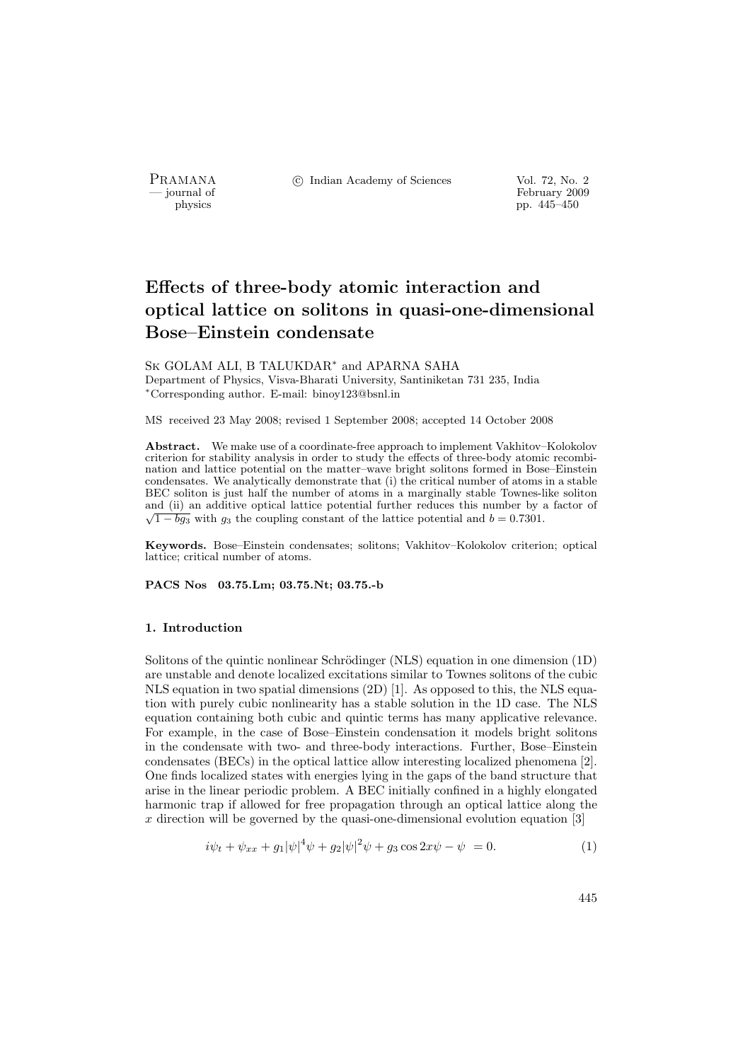# Effects of three-body atomic interaction and optical lattice on solitons in quasi-one-dimensional Bose–Einstein condensate

Sk GOLAM ALI, B TALUKDAR* and APARNA SAHA

Department of Physics, Visva-Bharati University, Santiniketan 731 235, India
*Corresponding author. E-mail: binoy123@bsnl.in

MS received 23 May 2008; revised 1 September 2008; accepted 14 October 2008

**Abstract.** We make use of a coordinate-free approach to implement Vakhitov–Kolokolov criterion for stability analysis in order to study the effects of three-body atomic recombination and lattice potential on the matter–wave bright solitons formed in Bose–Einstein condensates. We analytically demonstrate that (i) the critical number of atoms in a stable BEC soliton is just half the number of atoms in a marginally stable Townes-like soliton and (ii) an additive optical lattice potential further reduces this number by a factor of $\sqrt{1 - bg_3}$ with $g_3$ the coupling constant of the lattice potential and $b = 0.7301$.

**Keywords.** Bose–Einstein condensates; solitons; Vakhitov–Kolokolov criterion; optical lattice; critical number of atoms.

**PACS Nos 03.75.Lm; 03.75.Nt; 03.75.-b**

## 1. Introduction

Solitons of the quintic nonlinear Schrödinger (NLS) equation in one dimension (1D) are unstable and denote localized excitations similar to Townes solitons of the cubic NLS equation in two spatial dimensions (2D) [1]. As opposed to this, the NLS equation with purely cubic nonlinearity has a stable solution in the 1D case. The NLS equation containing both cubic and quintic terms has many applicative relevance. For example, in the case of Bose–Einstein condensation it models bright solitons in the condensate with two- and three-body interactions. Further, Bose–Einstein condensates (BECs) in the optical lattice allow interesting localized phenomena [2]. One finds localized states with energies lying in the gaps of the band structure that arise in the linear periodic problem. A BEC initially confined in a highly elongated harmonic trap if allowed for free propagation through an optical lattice along the $x$ direction will be governed by the quasi-one-dimensional evolution equation [3]

$$i\psi_t + \psi_{xx} + g_1|\psi|^4\psi + g_2|\psi|^2\psi + g_3 \cos 2x\psi - \psi = 0. \tag{1}$$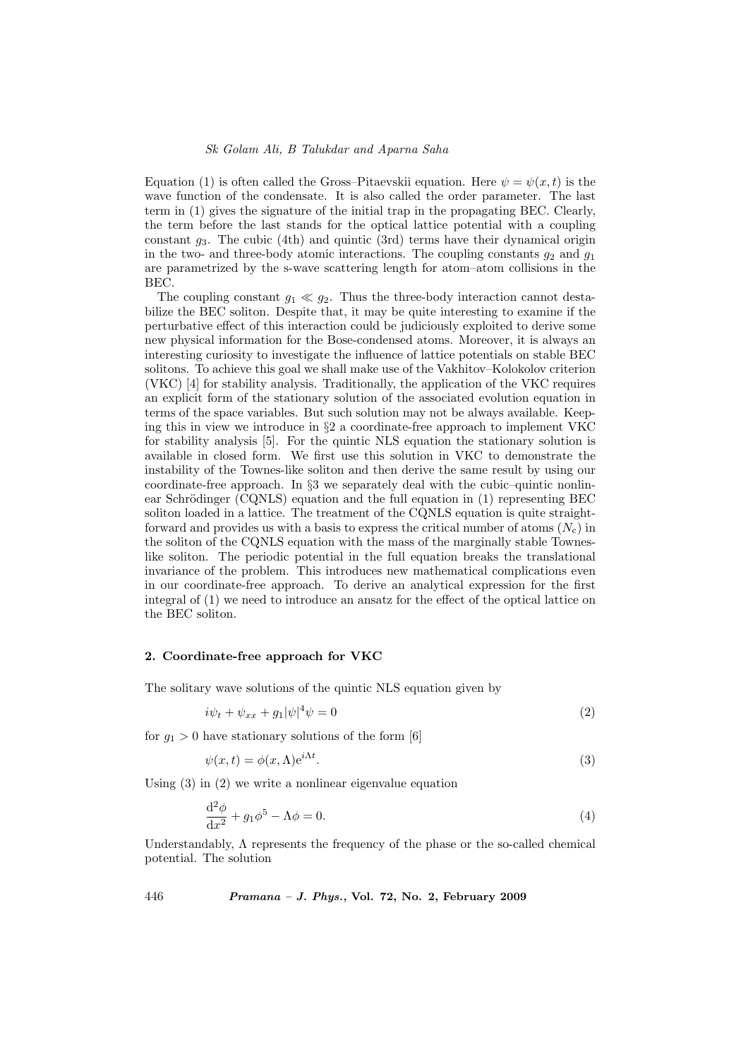Equation (1) is often called the Gross–Pitaevskii equation. Here $\psi = \psi(x,t)$ is the wave function of the condensate. It is also called the order parameter. The last term in (1) gives the signature of the initial trap in the propagating BEC. Clearly, the term before the last stands for the optical lattice potential with a coupling constant $g_3$. The cubic (4th) and quintic (3rd) terms have their dynamical origin in the two- and three-body atomic interactions. The coupling constants $g_2$ and $g_1$ are parametrized by the s-wave scattering length for atom–atom collisions in the BEC.

The coupling constant $g_1 \ll g_2$. Thus the three-body interaction cannot destabilize the BEC soliton. Despite that, it may be quite interesting to examine if the perturbative effect of this interaction could be judiciously exploited to derive some new physical information for the Bose-condensed atoms. Moreover, it is always an interesting curiosity to investigate the influence of lattice potentials on stable BEC solitons. To achieve this goal we shall make use of the Vakhitov–Kolokolov criterion (VKC) [4] for stability analysis. Traditionally, the application of the VKC requires an explicit form of the stationary solution of the associated evolution equation in terms of the space variables. But such solution may not be always available. Keeping this in view we introduce in §2 a coordinate-free approach to implement VKC for stability analysis [5]. For the quintic NLS equation the stationary solution is available in closed form. We first use this solution in VKC to demonstrate the instability of the Townes-like soliton and then derive the same result by using our coordinate-free approach. In §3 we separately deal with the cubic–quintic nonlinear Schrödinger (CQNLS) equation and the full equation in (1) representing BEC soliton loaded in a lattice. The treatment of the CQNLS equation is quite straightforward and provides us with a basis to express the critical number of atoms ($N_c$) in the soliton of the CQNLS equation with the mass of the marginally stable Townes-like soliton. The periodic potential in the full equation breaks the translational invariance of the problem. This introduces new mathematical complications even in our coordinate-free approach. To derive an analytical expression for the first integral of (1) we need to introduce an ansatz for the effect of the optical lattice on the BEC soliton.

## 2. Coordinate-free approach for VKC

The solitary wave solutions of the quintic NLS equation given by

$$i\psi_t + \psi_{xx} + g_1|\psi|^4\psi = 0 \tag{2}$$

for $g_1 > 0$ have stationary solutions of the form [6]

$$\psi(x,t) = \phi(x,\Lambda)\mathrm{e}^{i\Lambda t}. \tag{3}$$

Using (3) in (2) we write a nonlinear eigenvalue equation

$$\frac{\mathrm{d}^2\phi}{\mathrm{d}x^2} + g_1\phi^5 - \Lambda\phi = 0. \tag{4}$$

Understandably, $\Lambda$ represents the frequency of the phase or the so-called chemical potential. The solution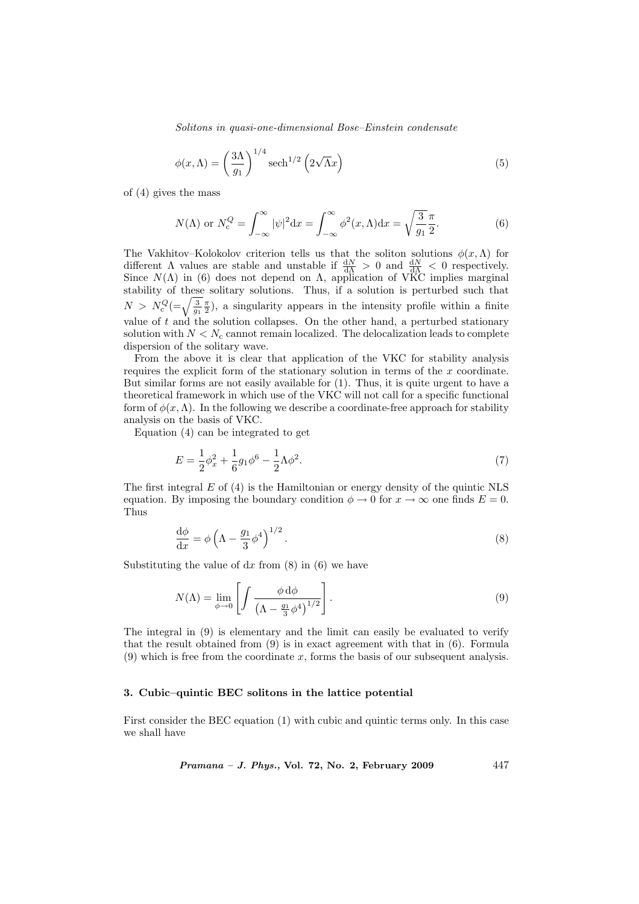$$\phi(x,\Lambda) = \left(\frac{3\Lambda}{g_1}\right)^{1/4} \mathrm{sech}^{1/2}\left(2\sqrt{\Lambda}x\right) \tag{5}$$

of (4) gives the mass

$$N(\Lambda) \text{ or } N_{\mathrm{c}}^{Q} = \int_{-\infty}^{\infty} |\psi|^2 \mathrm{d}x = \int_{-\infty}^{\infty} \phi^2(x,\Lambda)\mathrm{d}x = \sqrt{\frac{3}{g_1}}\frac{\pi}{2}. \tag{6}$$

The Vakhitov–Kolokolov criterion tells us that the soliton solutions $\phi(x,\Lambda)$ for different $\Lambda$ values are stable and unstable if $\frac{\mathrm{d}N}{\mathrm{d}\Lambda} > 0$ and $\frac{\mathrm{d}N}{\mathrm{d}\Lambda} < 0$ respectively. Since $N(\Lambda)$ in (6) does not depend on $\Lambda$, application of VKC implies marginal stability of these solitary solutions. Thus, if a solution is perturbed such that $N > N_{\mathrm{c}}^{Q}(=\sqrt{\frac{3}{g_1}}\frac{\pi}{2})$, a singularity appears in the intensity profile within a finite value of $t$ and the solution collapses. On the other hand, a perturbed stationary solution with $N < N_{\mathrm{c}}$ cannot remain localized. The delocalization leads to complete dispersion of the solitary wave.

From the above it is clear that application of the VKC for stability analysis requires the explicit form of the stationary solution in terms of the $x$ coordinate. But similar forms are not easily available for (1). Thus, it is quite urgent to have a theoretical framework in which use of the VKC will not call for a specific functional form of $\phi(x,\Lambda)$. In the following we describe a coordinate-free approach for stability analysis on the basis of VKC.

Equation (4) can be integrated to get

$$E = \frac{1}{2}\phi_x^2 + \frac{1}{6}g_1\phi^6 - \frac{1}{2}\Lambda\phi^2. \tag{7}$$

The first integral $E$ of (4) is the Hamiltonian or energy density of the quintic NLS equation. By imposing the boundary condition $\phi \to 0$ for $x \to \infty$ one finds $E = 0$. Thus

$$\frac{\mathrm{d}\phi}{\mathrm{d}x} = \phi\left(\Lambda - \frac{g_1}{3}\phi^4\right)^{1/2}. \tag{8}$$

Substituting the value of $\mathrm{d}x$ from (8) in (6) we have

$$N(\Lambda) = \lim_{\phi\to 0}\left[\int \frac{\phi\,\mathrm{d}\phi}{\left(\Lambda - \frac{g_1}{3}\phi^4\right)^{1/2}}\right]. \tag{9}$$

The integral in (9) is elementary and the limit can easily be evaluated to verify that the result obtained from (9) is in exact agreement with that in (6). Formula (9) which is free from the coordinate $x$, forms the basis of our subsequent analysis.

### 3. Cubic–quintic BEC solitons in the lattice potential

First consider the BEC equation (1) with cubic and quintic terms only. In this case we shall have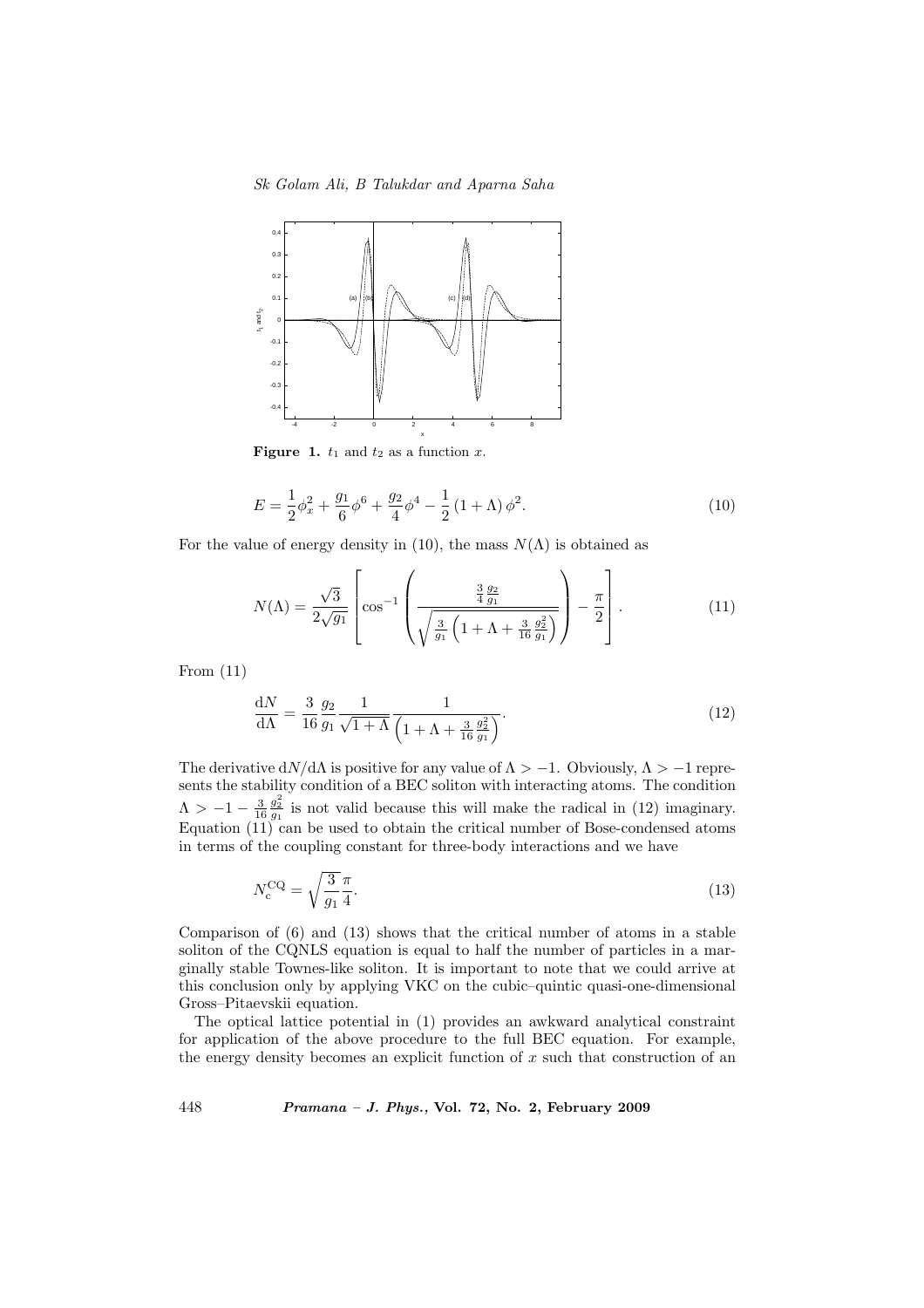**Figure 1.** $t_1$ and $t_2$ as a function $x$.

$$E = \frac{1}{2}\phi_x^2 + \frac{g_1}{6}\phi^6 + \frac{g_2}{4}\phi^4 - \frac{1}{2}(1+\Lambda)\phi^2. \tag{10}$$

For the value of energy density in (10), the mass $N(\Lambda)$ is obtained as

$$N(\Lambda) = \frac{\sqrt{3}}{2\sqrt{g_1}}\left[\cos^{-1}\left(\frac{\frac{3}{4}\frac{g_2}{g_1}}{\sqrt{\frac{3}{g_1}\left(1+\Lambda+\frac{3}{16}\frac{g_2^2}{g_1}\right)}}\right) - \frac{\pi}{2}\right]. \tag{11}$$

From (11)

$$\frac{\mathrm{d}N}{\mathrm{d}\Lambda} = \frac{3}{16}\frac{g_2}{g_1}\frac{1}{\sqrt{1+\Lambda}}\frac{1}{\left(1+\Lambda+\frac{3}{16}\frac{g_2^2}{g_1}\right)}. \tag{12}$$

The derivative $\mathrm{d}N/\mathrm{d}\Lambda$ is positive for any value of $\Lambda > -1$. Obviously, $\Lambda > -1$ represents the stability condition of a BEC soliton with interacting atoms. The condition $\Lambda > -1 - \frac{3}{16}\frac{g_2^2}{g_1}$ is not valid because this will make the radical in (12) imaginary. Equation (11) can be used to obtain the critical number of Bose-condensed atoms in terms of the coupling constant for three-body interactions and we have

$$N_{\mathrm{c}}^{\mathrm{CQ}} = \sqrt{\frac{3}{g_1}}\frac{\pi}{4}. \tag{13}$$

Comparison of (6) and (13) shows that the critical number of atoms in a stable soliton of the CQNLS equation is equal to half the number of particles in a marginally stable Townes-like soliton. It is important to note that we could arrive at this conclusion only by applying VKC on the cubic–quintic quasi-one-dimensional Gross–Pitaevskii equation.

The optical lattice potential in (1) provides an awkward analytical constraint for application of the above procedure to the full BEC equation. For example, the energy density becomes an explicit function of $x$ such that construction of an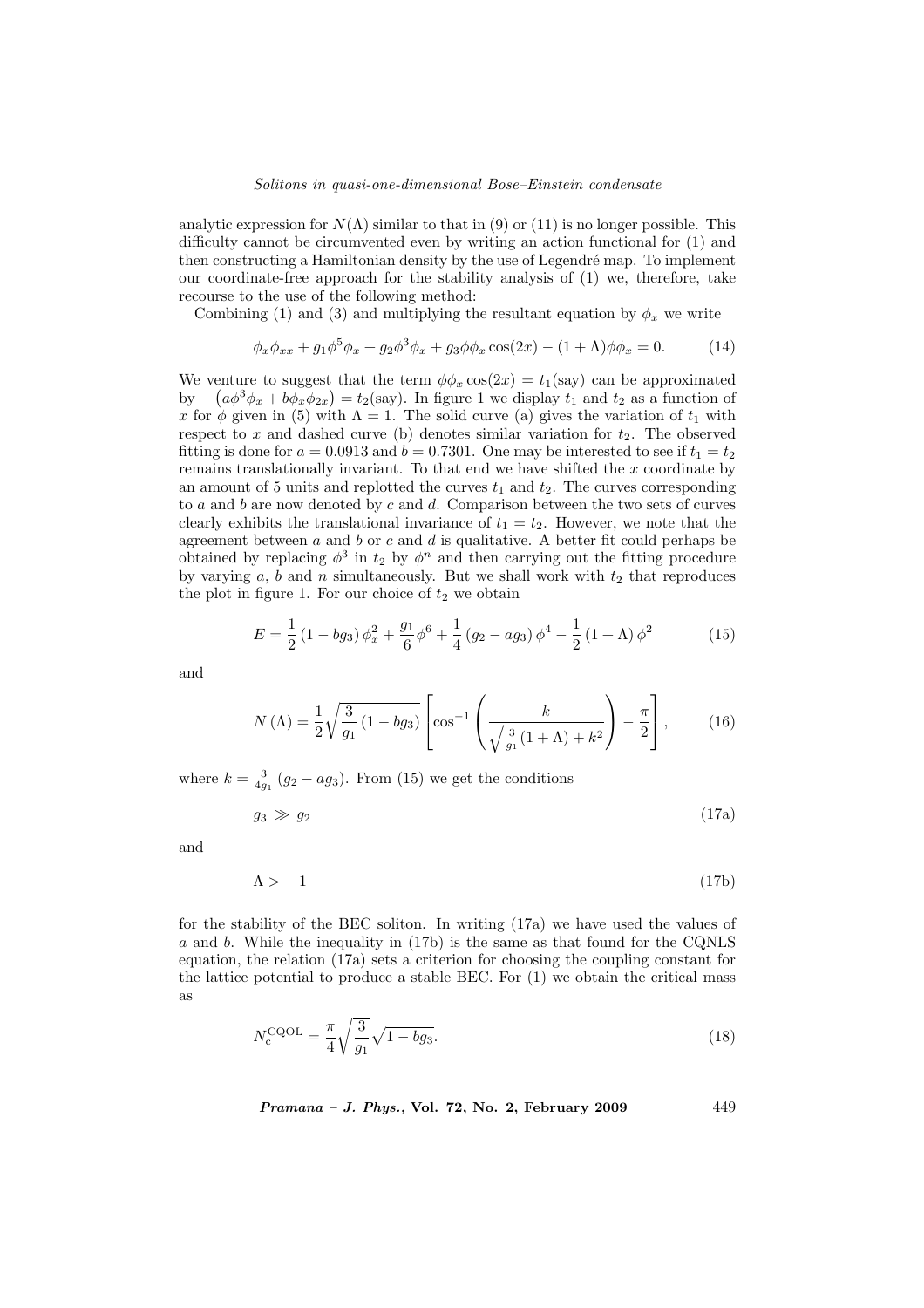analytic expression for $N(\Lambda)$ similar to that in (9) or (11) is no longer possible. This difficulty cannot be circumvented even by writing an action functional for (1) and then constructing a Hamiltonian density by the use of Legendré map. To implement our coordinate-free approach for the stability analysis of (1) we, therefore, take recourse to the use of the following method:

Combining (1) and (3) and multiplying the resultant equation by $\phi_x$ we write

$$\phi_x \phi_{xx} + g_1 \phi^5 \phi_x + g_2 \phi^3 \phi_x + g_3 \phi \phi_x \cos(2x) - (1+\Lambda)\phi\phi_x = 0. \tag{14}$$

We venture to suggest that the term $\phi\phi_x \cos(2x) = t_1$(say) can be approximated by $-\left(a\phi^3\phi_x + b\phi_x\phi_{2x}\right) = t_2$(say). In figure 1 we display $t_1$ and $t_2$ as a function of $x$ for $\phi$ given in (5) with $\Lambda = 1$. The solid curve (a) gives the variation of $t_1$ with respect to $x$ and dashed curve (b) denotes similar variation for $t_2$. The observed fitting is done for $a = 0.0913$ and $b = 0.7301$. One may be interested to see if $t_1 = t_2$ remains translationally invariant. To that end we have shifted the $x$ coordinate by an amount of 5 units and replotted the curves $t_1$ and $t_2$. The curves corresponding to $a$ and $b$ are now denoted by $c$ and $d$. Comparison between the two sets of curves clearly exhibits the translational invariance of $t_1 = t_2$. However, we note that the agreement between $a$ and $b$ or $c$ and $d$ is qualitative. A better fit could perhaps be obtained by replacing $\phi^3$ in $t_2$ by $\phi^n$ and then carrying out the fitting procedure by varying $a$, $b$ and $n$ simultaneously. But we shall work with $t_2$ that reproduces the plot in figure 1. For our choice of $t_2$ we obtain

$$E = \frac{1}{2}\left(1 - bg_3\right)\phi_x^2 + \frac{g_1}{6}\phi^6 + \frac{1}{4}\left(g_2 - ag_3\right)\phi^4 - \frac{1}{2}\left(1+\Lambda\right)\phi^2 \tag{15}$$

and

$$N\left(\Lambda\right) = \frac{1}{2}\sqrt{\frac{3}{g_1}\left(1 - bg_3\right)}\left[\cos^{-1}\left(\frac{k}{\sqrt{\frac{3}{g_1}(1+\Lambda) + k^2}}\right) - \frac{\pi}{2}\right], \tag{16}$$

where $k = \frac{3}{4g_1}\left(g_2 - ag_3\right)$. From (15) we get the conditions

$$g_3 \gg g_2 \tag{17a}$$

and

$$\Lambda > -1 \tag{17b}$$

for the stability of the BEC soliton. In writing (17a) we have used the values of $a$ and $b$. While the inequality in (17b) is the same as that found for the CQNLS equation, the relation (17a) sets a criterion for choosing the coupling constant for the lattice potential to produce a stable BEC. For (1) we obtain the critical mass as

$$N_c^{\text{CQOL}} = \frac{\pi}{4}\sqrt{\frac{3}{g_1}}\sqrt{1 - bg_3}. \tag{18}$$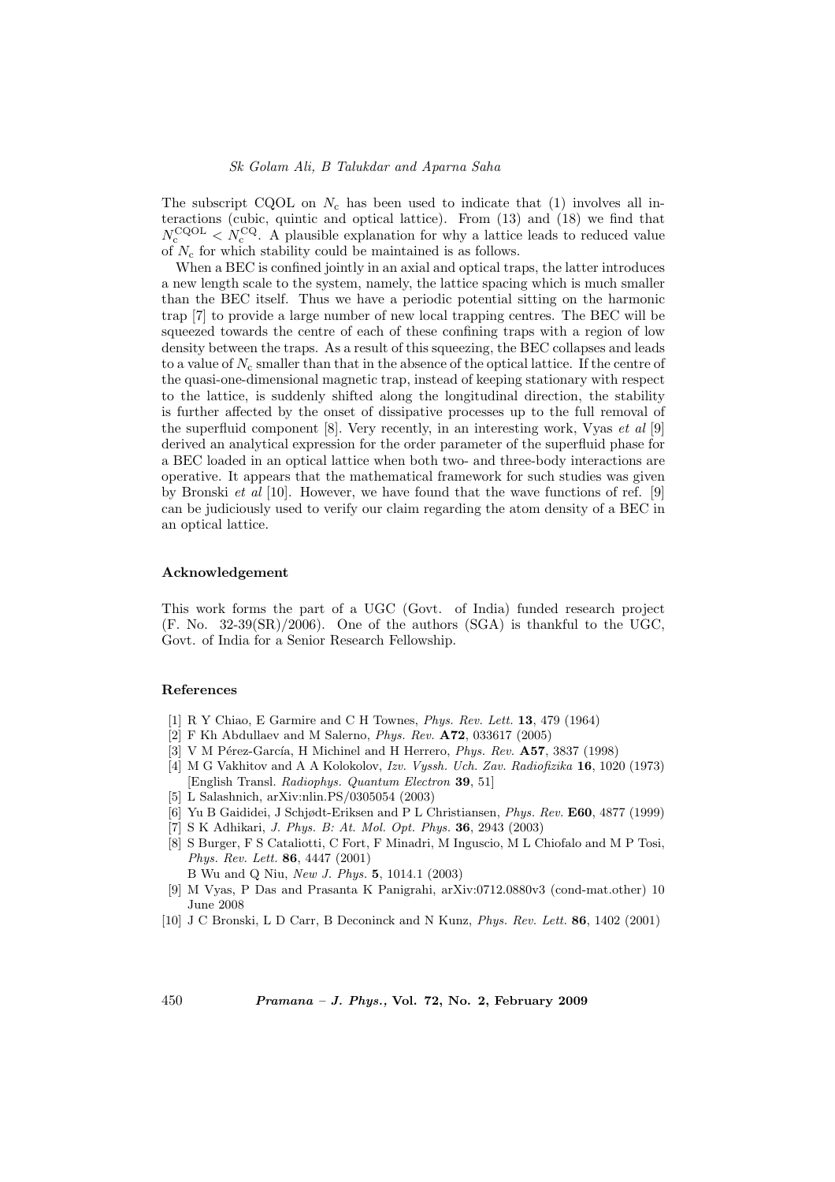The subscript CQOL on $N_c$ has been used to indicate that (1) involves all interactions (cubic, quintic and optical lattice). From (13) and (18) we find that $N_c^{\rm CQOL} < N_c^{\rm CQ}$. A plausible explanation for why a lattice leads to reduced value of $N_c$ for which stability could be maintained is as follows.

When a BEC is confined jointly in an axial and optical traps, the latter introduces a new length scale to the system, namely, the lattice spacing which is much smaller than the BEC itself. Thus we have a periodic potential sitting on the harmonic trap [7] to provide a large number of new local trapping centres. The BEC will be squeezed towards the centre of each of these confining traps with a region of low density between the traps. As a result of this squeezing, the BEC collapses and leads to a value of $N_c$ smaller than that in the absence of the optical lattice. If the centre of the quasi-one-dimensional magnetic trap, instead of keeping stationary with respect to the lattice, is suddenly shifted along the longitudinal direction, the stability is further affected by the onset of dissipative processes up to the full removal of the superfluid component [8]. Very recently, in an interesting work, Vyas *et al* [9] derived an analytical expression for the order parameter of the superfluid phase for a BEC loaded in an optical lattice when both two- and three-body interactions are operative. It appears that the mathematical framework for such studies was given by Bronski *et al* [10]. However, we have found that the wave functions of ref. [9] can be judiciously used to verify our claim regarding the atom density of a BEC in an optical lattice.

## Acknowledgement

This work forms the part of a UGC (Govt. of India) funded research project (F. No. 32-39(SR)/2006). One of the authors (SGA) is thankful to the UGC, Govt. of India for a Senior Research Fellowship.

## References

[1] R Y Chiao, E Garmire and C H Townes, *Phys. Rev. Lett.* **13**, 479 (1964)

[2] F Kh Abdullaev and M Salerno, *Phys. Rev.* **A72**, 033617 (2005)

[3] V M Pérez-García, H Michinel and H Herrero, *Phys. Rev.* **A57**, 3837 (1998)

[4] M G Vakhitov and A A Kolokolov, *Izv. Vyssh. Uch. Zav. Radiofizika* **16**, 1020 (1973) [English Transl. *Radiophys. Quantum Electron* **39**, 51]

[5] L Salashnich, arXiv:nlin.PS/0305054 (2003)

[6] Yu B Gaididei, J Schjødt-Eriksen and P L Christiansen, *Phys. Rev.* **E60**, 4877 (1999)

[7] S K Adhikari, *J. Phys. B: At. Mol. Opt. Phys.* **36**, 2943 (2003)

[8] S Burger, F S Cataliotti, C Fort, F Minadri, M Inguscio, M L Chiofalo and M P Tosi, *Phys. Rev. Lett.* **86**, 4447 (2001)
B Wu and Q Niu, *New J. Phys.* **5**, 1014.1 (2003)

[9] M Vyas, P Das and Prasanta K Panigrahi, arXiv:0712.0880v3 (cond-mat.other) 10 June 2008

[10] J C Bronski, L D Carr, B Deconinck and N Kunz, *Phys. Rev. Lett.* **86**, 1402 (2001)